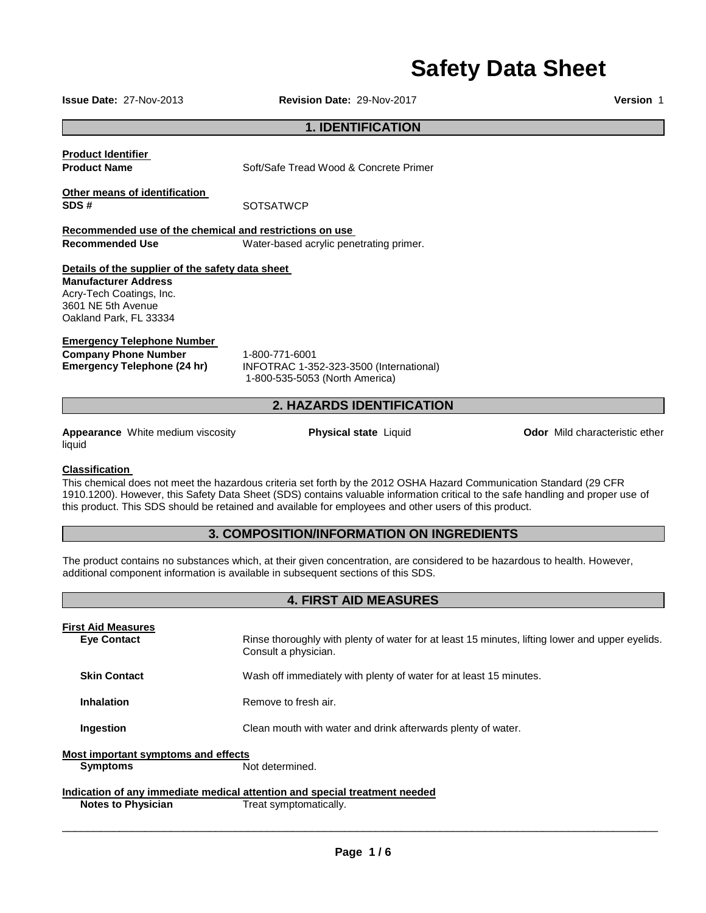# Safety Data Sheet

**Issue Date:** 27-Nov-2013 **Revision Date:** 29-Nov-2017 **Version** 1

## 1. IDENTIFICATION

**Product Identifier**

**Product Name** Soft/Safe Tread Wood & Concrete Primer

**Other means of identification**

**SDS #** SOTSATWCP

**Recommended use of the chemical and restrictions on use**

**Recommended Use** Water-based acrylic penetrating primer.

**Details of the supplier of the safety data sheet**

**Manufacturer Address**
Acry-Tech Coatings, Inc.
3601 NE 5th Avenue
Oakland Park, FL 33334

**Emergency Telephone Number**

**Company Phone Number** 1-800-771-6001

**Emergency Telephone (24 hr)** INFOTRAC 1-352-323-3500 (International)
1-800-535-5053 (North America)

## 2. HAZARDS IDENTIFICATION

**Appearance** White medium viscosity liquid

**Physical state** Liquid

**Odor** Mild characteristic ether

**Classification**

This chemical does not meet the hazardous criteria set forth by the 2012 OSHA Hazard Communication Standard (29 CFR 1910.1200). However, this Safety Data Sheet (SDS) contains valuable information critical to the safe handling and proper use of this product. This SDS should be retained and available for employees and other users of this product.

## 3. COMPOSITION/INFORMATION ON INGREDIENTS

The product contains no substances which, at their given concentration, are considered to be hazardous to health. However, additional component information is available in subsequent sections of this SDS.

## 4. FIRST AID MEASURES

**First Aid Measures**

**Eye Contact** Rinse thoroughly with plenty of water for at least 15 minutes, lifting lower and upper eyelids. Consult a physician.

**Skin Contact** Wash off immediately with plenty of water for at least 15 minutes.

**Inhalation** Remove to fresh air.

**Ingestion** Clean mouth with water and drink afterwards plenty of water.

**Most important symptoms and effects**

**Symptoms** Not determined.

**Indication of any immediate medical attention and special treatment needed**

**Notes to Physician** Treat symptomatically.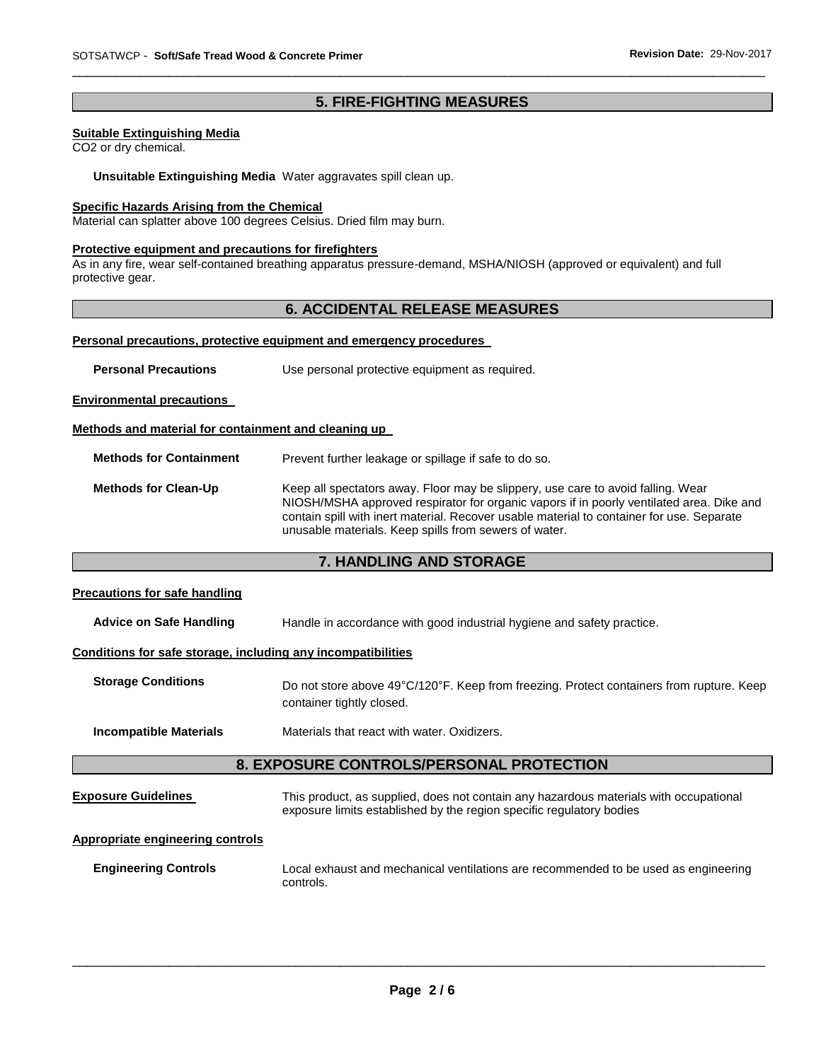## 5. FIRE-FIGHTING MEASURES

**Suitable Extinguishing Media**

$CO_2$ or dry chemical.

**Unsuitable Extinguishing Media** Water aggravates spill clean up.

**Specific Hazards Arising from the Chemical**

Material can splatter above 100 degrees Celsius. Dried film may burn.

**Protective equipment and precautions for firefighters**

As in any fire, wear self-contained breathing apparatus pressure-demand, MSHA/NIOSH (approved or equivalent) and full protective gear.

## 6. ACCIDENTAL RELEASE MEASURES

**Personal precautions, protective equipment and emergency procedures**

**Personal Precautions** Use personal protective equipment as required.

**Environmental precautions**

**Methods and material for containment and cleaning up**

**Methods for Containment** Prevent further leakage or spillage if safe to do so.

**Methods for Clean-Up** Keep all spectators away. Floor may be slippery, use care to avoid falling. Wear NIOSH/MSHA approved respirator for organic vapors if in poorly ventilated area. Dike and contain spill with inert material. Recover usable material to container for use. Separate unusable materials. Keep spills from sewers of water.

## 7. HANDLING AND STORAGE

**Precautions for safe handling**

**Advice on Safe Handling** Handle in accordance with good industrial hygiene and safety practice.

**Conditions for safe storage, including any incompatibilities**

**Storage Conditions** Do not store above 49°C/120°F. Keep from freezing. Protect containers from rupture. Keep container tightly closed.

**Incompatible Materials** Materials that react with water. Oxidizers.

## 8. EXPOSURE CONTROLS/PERSONAL PROTECTION

**Exposure Guidelines** This product, as supplied, does not contain any hazardous materials with occupational exposure limits established by the region specific regulatory bodies

**Appropriate engineering controls**

**Engineering Controls** Local exhaust and mechanical ventilations are recommended to be used as engineering controls.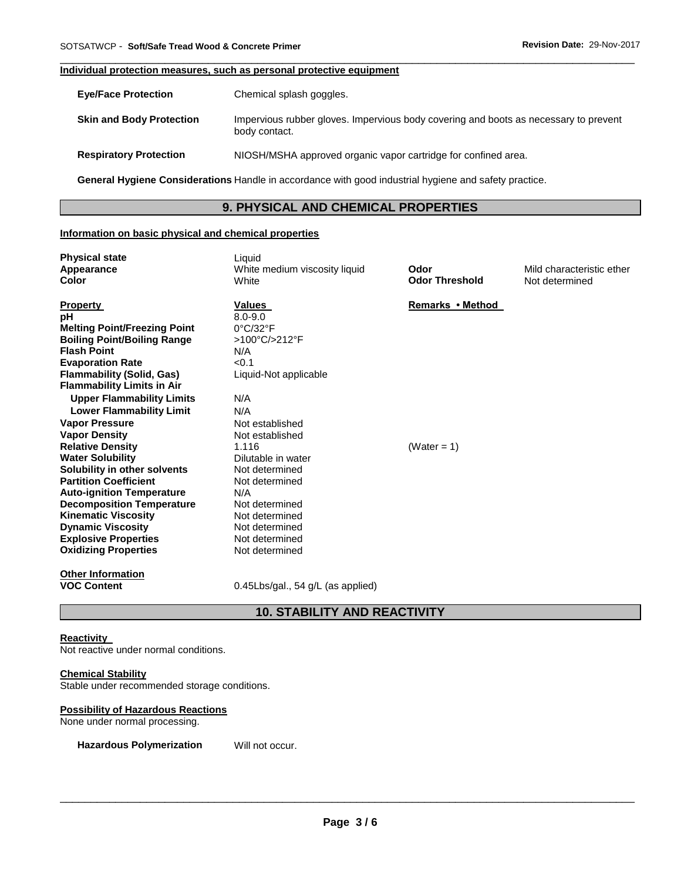#### Individual protection measures, such as personal protective equipment

| | |
|---|---|
| **Eye/Face Protection** | Chemical splash goggles. |
| **Skin and Body Protection** | Impervious rubber gloves. Impervious body covering and boots as necessary to prevent body contact. |
| **Respiratory Protection** | NIOSH/MSHA approved organic vapor cartridge for confined area. |

**General Hygiene Considerations** Handle in accordance with good industrial hygiene and safety practice.

## 9. PHYSICAL AND CHEMICAL PROPERTIES

#### Information on basic physical and chemical properties

| | | | |
|---|---|---|---|
| **Physical state** | Liquid | | |
| **Appearance** | White medium viscosity liquid | **Odor** | Mild characteristic ether |
| **Color** | White | **Odor Threshold** | Not determined |

| **Property** | **Values** | **Remarks • Method** |
|---|---|---|
| **pH** | 8.0-9.0 | |
| **Melting Point/Freezing Point** | 0°C/32°F | |
| **Boiling Point/Boiling Range** | >100°C/>212°F | |
| **Flash Point** | N/A | |
| **Evaporation Rate** | <0.1 | |
| **Flammability (Solid, Gas)** | Liquid-Not applicable | |
| **Flammability Limits in Air** | | |
| **Upper Flammability Limits** | N/A | |
| **Lower Flammability Limit** | N/A | |
| **Vapor Pressure** | Not established | |
| **Vapor Density** | Not established | |
| **Relative Density** | 1.116 | (Water = 1) |
| **Water Solubility** | Dilutable in water | |
| **Solubility in other solvents** | Not determined | |
| **Partition Coefficient** | Not determined | |
| **Auto-ignition Temperature** | N/A | |
| **Decomposition Temperature** | Not determined | |
| **Kinematic Viscosity** | Not determined | |
| **Dynamic Viscosity** | Not determined | |
| **Explosive Properties** | Not determined | |
| **Oxidizing Properties** | Not determined | |

#### Other Information

**VOC Content** 0.45Lbs/gal., 54 g/L (as applied)

## 10. STABILITY AND REACTIVITY

#### Reactivity

Not reactive under normal conditions.

#### Chemical Stability

Stable under recommended storage conditions.

#### Possibility of Hazardous Reactions

None under normal processing.

**Hazardous Polymerization** Will not occur.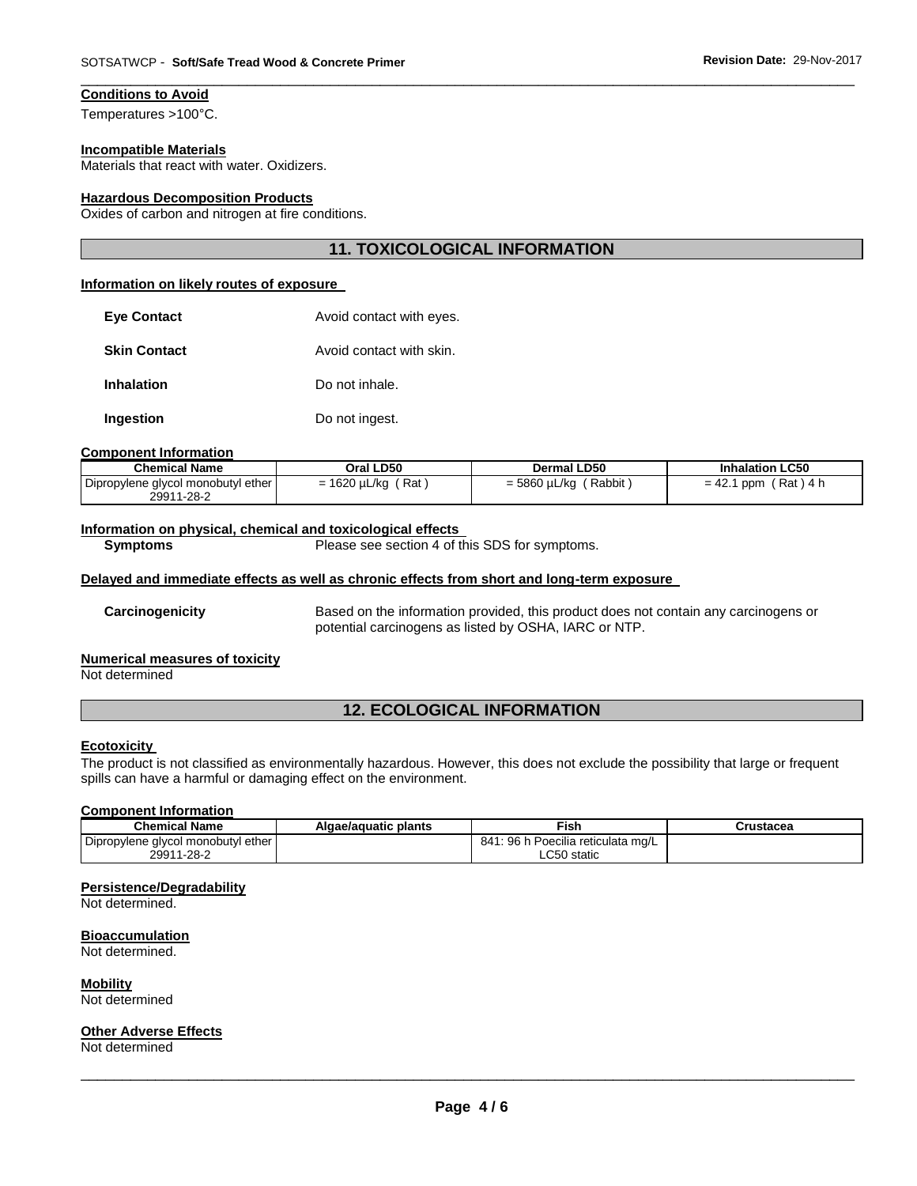**Conditions to Avoid**

Temperatures >100°C.

**Incompatible Materials**

Materials that react with water. Oxidizers.

**Hazardous Decomposition Products**

Oxides of carbon and nitrogen at fire conditions.

## 11. TOXICOLOGICAL INFORMATION

**Information on likely routes of exposure**

**Eye Contact** Avoid contact with eyes.

**Skin Contact** Avoid contact with skin.

**Inhalation** Do not inhale.

**Ingestion** Do not ingest.

**Component Information**

| Chemical Name | Oral LD50 | Dermal LD50 | Inhalation LC50 |
|---|---|---|---|
| Dipropylene glycol monobutyl ether 29911-28-2 | = 1620 µL/kg ( Rat ) | = 5860 µL/kg ( Rabbit ) | = 42.1 ppm ( Rat ) 4 h |

**Information on physical, chemical and toxicological effects**

**Symptoms** Please see section 4 of this SDS for symptoms.

**Delayed and immediate effects as well as chronic effects from short and long-term exposure**

**Carcinogenicity** Based on the information provided, this product does not contain any carcinogens or potential carcinogens as listed by OSHA, IARC or NTP.

**Numerical measures of toxicity**

Not determined

## 12. ECOLOGICAL INFORMATION

**Ecotoxicity**

The product is not classified as environmentally hazardous. However, this does not exclude the possibility that large or frequent spills can have a harmful or damaging effect on the environment.

**Component Information**

| Chemical Name | Algae/aquatic plants | Fish | Crustacea |
|---|---|---|---|
| Dipropylene glycol monobutyl ether 29911-28-2 | | 841: 96 h Poecilia reticulata mg/L LC50 static | |

**Persistence/Degradability**

Not determined.

**Bioaccumulation**

Not determined.

**Mobility**

Not determined

**Other Adverse Effects**

Not determined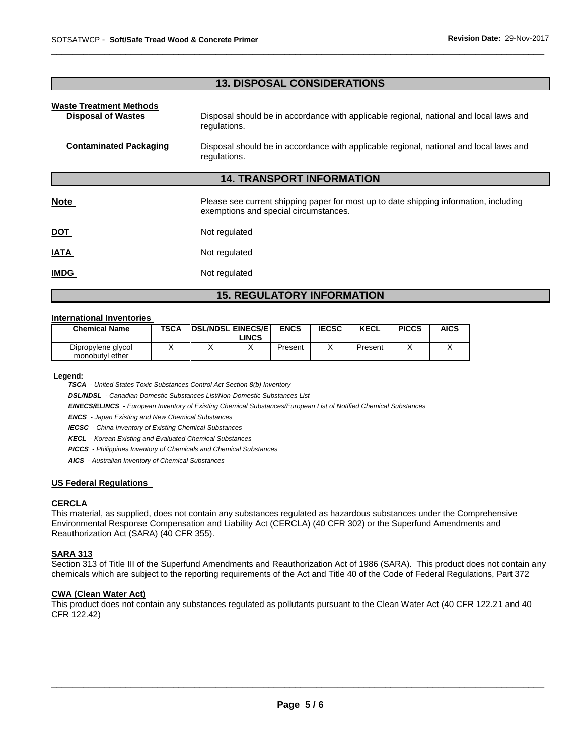## 13. DISPOSAL CONSIDERATIONS

**Waste Treatment Methods**

**Disposal of Wastes** — Disposal should be in accordance with applicable regional, national and local laws and regulations.

**Contaminated Packaging** — Disposal should be in accordance with applicable regional, national and local laws and regulations.

## 14. TRANSPORT INFORMATION

**Note** — Please see current shipping paper for most up to date shipping information, including exemptions and special circumstances.

**DOT** — Not regulated

**IATA** — Not regulated

**IMDG** — Not regulated

## 15. REGULATORY INFORMATION

**International Inventories**

| Chemical Name | TSCA | DSL/NDSL | EINECS/ELINCS | ENCS | IECSC | KECL | PICCS | AICS |
|---|---|---|---|---|---|---|---|---|
| Dipropylene glycol monobutyl ether | X | X | X | Present | X | Present | X | X |

**Legend:**

***TSCA*** *- United States Toxic Substances Control Act Section 8(b) Inventory*

***DSL/NDSL*** *- Canadian Domestic Substances List/Non-Domestic Substances List*

***EINECS/ELINCS*** *- European Inventory of Existing Chemical Substances/European List of Notified Chemical Substances*

***ENCS*** *- Japan Existing and New Chemical Substances*

***IECSC*** *- China Inventory of Existing Chemical Substances*

***KECL*** *- Korean Existing and Evaluated Chemical Substances*

***PICCS*** *- Philippines Inventory of Chemicals and Chemical Substances*

***AICS*** *- Australian Inventory of Chemical Substances*

**US Federal Regulations**

**CERCLA**

This material, as supplied, does not contain any substances regulated as hazardous substances under the Comprehensive Environmental Response Compensation and Liability Act (CERCLA) (40 CFR 302) or the Superfund Amendments and Reauthorization Act (SARA) (40 CFR 355).

**SARA 313**

Section 313 of Title III of the Superfund Amendments and Reauthorization Act of 1986 (SARA). This product does not contain any chemicals which are subject to the reporting requirements of the Act and Title 40 of the Code of Federal Regulations, Part 372

**CWA (Clean Water Act)**

This product does not contain any substances regulated as pollutants pursuant to the Clean Water Act (40 CFR 122.21 and 40 CFR 122.42)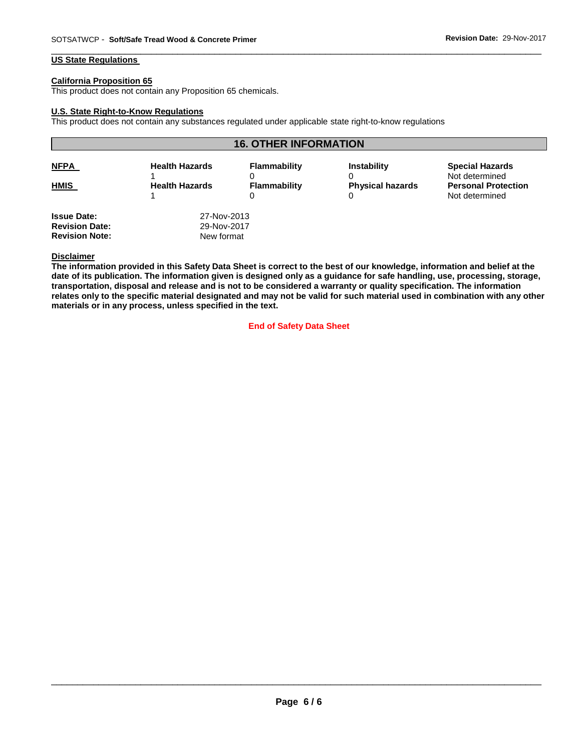### US State Regulations

#### California Proposition 65

This product does not contain any Proposition 65 chemicals.

#### U.S. State Right-to-Know Regulations

This product does not contain any substances regulated under applicable state right-to-know regulations

## 16. OTHER INFORMATION

| | | | | |
|---|---|---|---|---|
| **NFPA** | **Health Hazards** 1 | **Flammability** 0 | **Instability** 0 | **Special Hazards** Not determined |
| **HMIS** | **Health Hazards** 1 | **Flammability** 0 | **Physical hazards** 0 | **Personal Protection** Not determined |

| | |
|---|---|
| **Issue Date:** | 27-Nov-2013 |
| **Revision Date:** | 29-Nov-2017 |
| **Revision Note:** | New format |

#### Disclaimer

**The information provided in this Safety Data Sheet is correct to the best of our knowledge, information and belief at the date of its publication. The information given is designed only as a guidance for safe handling, use, processing, storage, transportation, disposal and release and is not to be considered a warranty or quality specification. The information relates only to the specific material designated and may not be valid for such material used in combination with any other materials or in any process, unless specified in the text.**

**End of Safety Data Sheet**